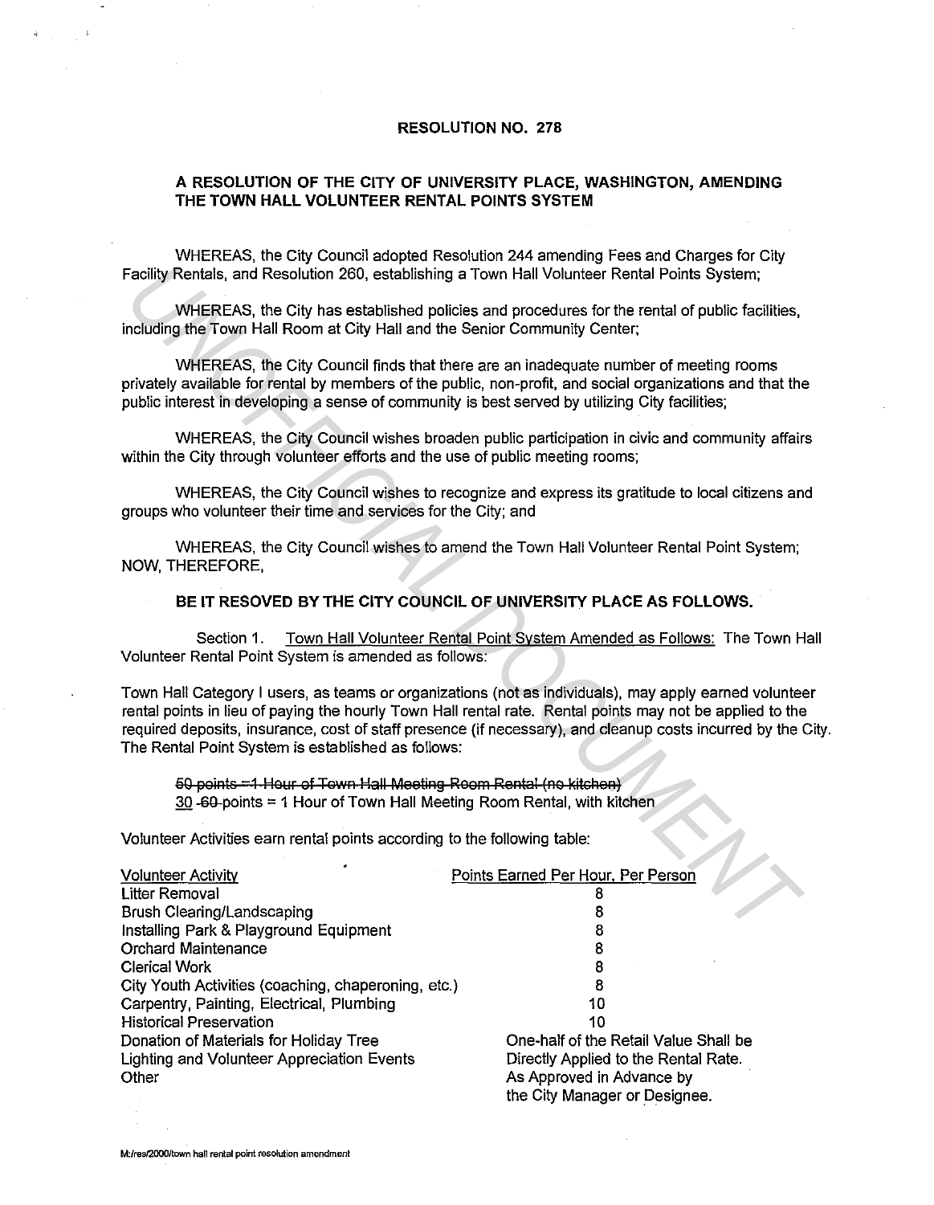# RESOLUTION NO. 278

## A RESOLUTION OF THE CITY OF UNIVERSITY PLACE, WASHINGTON, AMENDING THE TOWN HALL VOLUNTEER RENTAL POINTS SYSTEM

WHEREAS, the City Council adopted Resolution 244 amending Fees and Charges for City Facility Rentals, and Resolution 260, establishing a Town Hall Volunteer Rental Points System;

WHEREAS, the City has established policies and procedures for the rental of public facilities, including the Town Hall Room at City Hall and the Senior Community Center;

WHEREAS, the City Council finds that there are an inadequate number of meeting rooms privately available for rental by members of the public, non-profit, and social organizations and that the public interest in developing a sense of community is best served by utilizing City facilities;

WHEREAS, the City Council wishes broaden public participation in civic and community affairs within the City through volunteer efforts and the use of public meeting rooms;

WHEREAS, the City Council wishes to recognize and express its gratitude to local citizens and groups who volunteer their time and services for the City; and

WHEREAS, the City Council wishes to amend the Town Hall Volunteer Rental Point System; NOW, THEREFORE,

**BE IT RESOVED BY THE CITY COUNCIL OF UNIVERSITY PLACE AS FOLLOWS.**

Section 1. Town Hall Volunteer Rental Point System Amended as Follows: The Town Hall Volunteer Rental Point System is amended as follows:

Town Hall Category I users, as teams or organizations (not as individuals), may apply earned volunteer rental points in lieu of paying the hourly Town Hall rental rate. Rental points may not be applied to the required deposits, insurance, cost of staff presence (if necessary), and cleanup costs incurred by the City. The Rental Point System is established as follows:

~~50 points =1 Hour of Town Hall Meeting Room Rental (no kitchen)~~
30 ~~60~~ points = 1 Hour of Town Hall Meeting Room Rental, with kitchen

Volunteer Activities earn rental points according to the following table:

| Volunteer Activity | Points Earned Per Hour, Per Person |
|---|---|
| Litter Removal | 8 |
| Brush Clearing/Landscaping | 8 |
| Installing Park & Playground Equipment | 8 |
| Orchard Maintenance | 8 |
| Clerical Work | 8 |
| City Youth Activities (coaching, chaperoning, etc.) | 8 |
| Carpentry, Painting, Electrical, Plumbing | 10 |
| Historical Preservation | 10 |
| Donation of Materials for Holiday Tree Lighting and Volunteer Appreciation Events | One-half of the Retail Value Shall be Directly Applied to the Rental Rate. |
| Other | As Approved in Advance by the City Manager or Designee. |

M:/res/2000/town hall rental point resolution amendment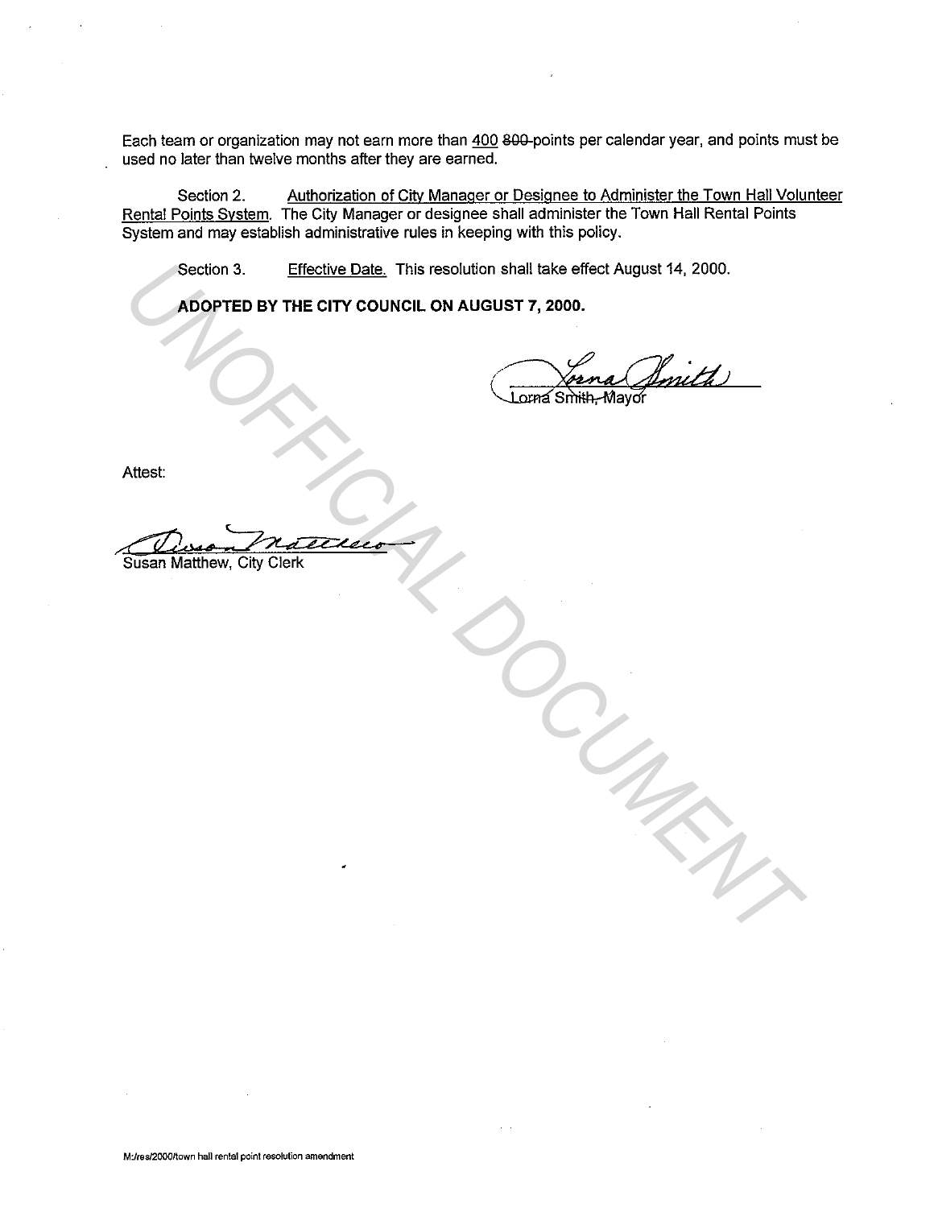Each team or organization may not earn more than 400 ~~800~~ points per calendar year, and points must be used no later than twelve months after they are earned.

Section 2. Authorization of City Manager or Designee to Administer the Town Hall Volunteer Rental Points System. The City Manager or designee shall administer the Town Hall Rental Points System and may establish administrative rules in keeping with this policy.

Section 3. Effective Date. This resolution shall take effect August 14, 2000.

**ADOPTED BY THE CITY COUNCIL ON AUGUST 7, 2000.**

Lorna Smith, Mayor

Attest:

Susan Matthew, City Clerk

M:/res/2000/town hall rental point resolution amendment